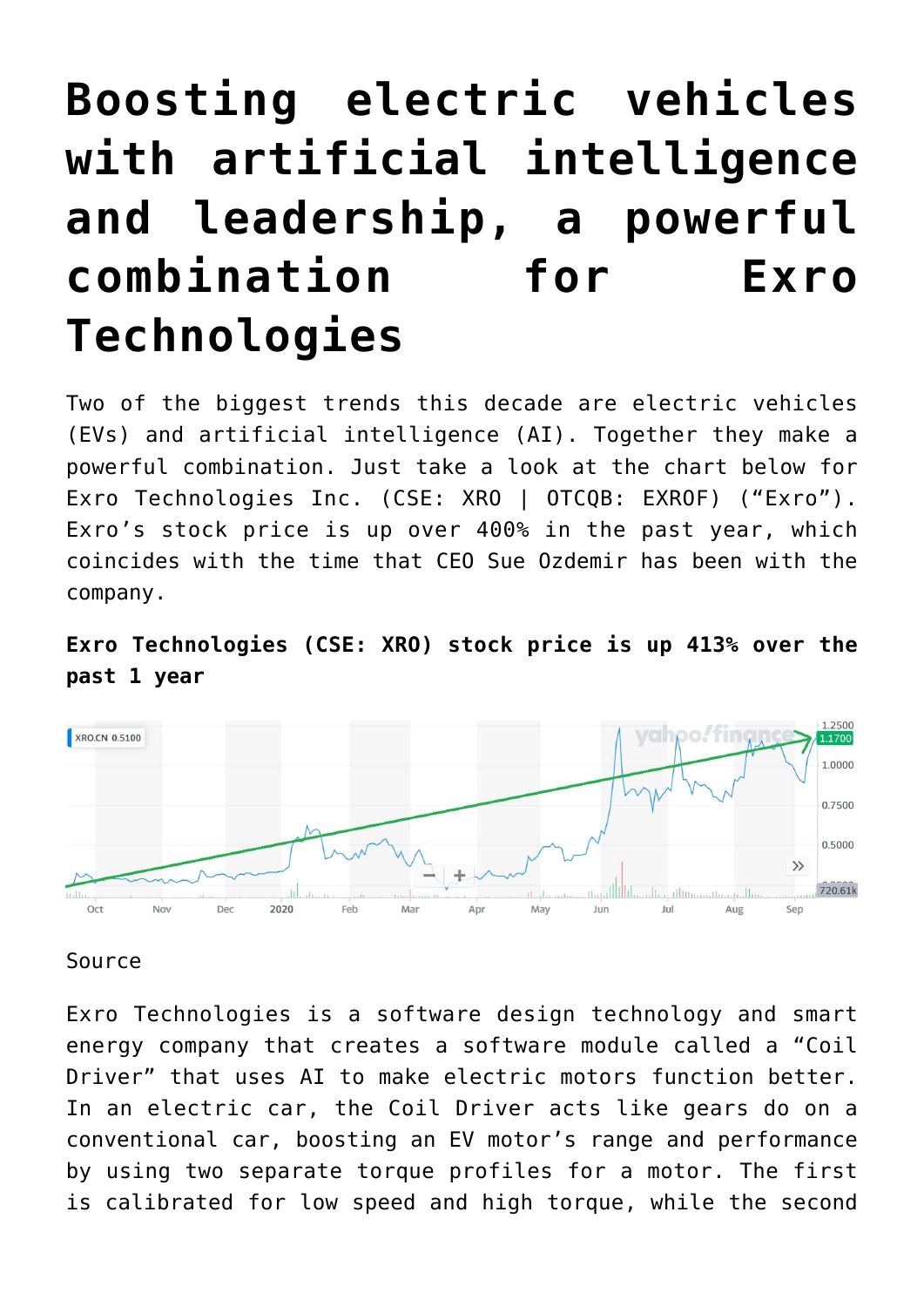# Boosting electric vehicles with artificial intelligence and leadership, a powerful combination for Exro Technologies

Two of the biggest trends this decade are electric vehicles (EVs) and artificial intelligence (AI). Together they make a powerful combination. Just take a look at the chart below for Exro Technologies Inc. (CSE: XRO | OTCQB: EXROF) ("Exro"). Exro's stock price is up over 400% in the past year, which coincides with the time that CEO Sue Ozdemir has been with the company.

**Exro Technologies (CSE: XRO) stock price is up 413% over the past 1 year**

Source

Exro Technologies is a software design technology and smart energy company that creates a software module called a "Coil Driver" that uses AI to make electric motors function better. In an electric car, the Coil Driver acts like gears do on a conventional car, boosting an EV motor's range and performance by using two separate torque profiles for a motor. The first is calibrated for low speed and high torque, while the second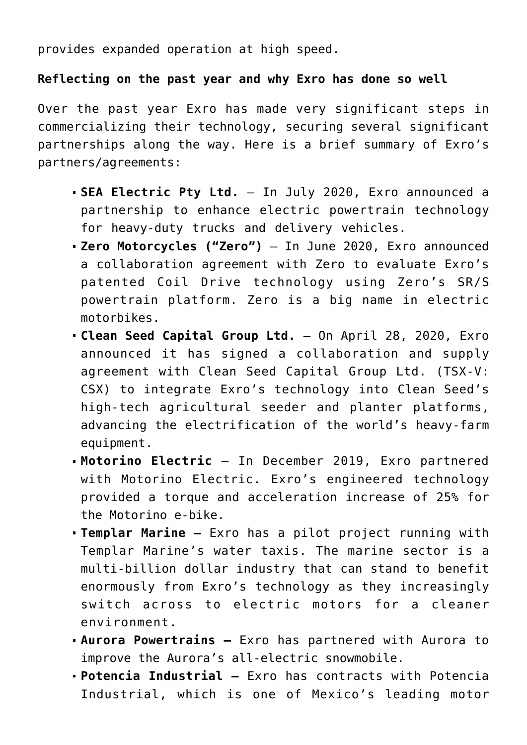provides expanded operation at high speed.

**Reflecting on the past year and why Exro has done so well**

Over the past year Exro has made very significant steps in commercializing their technology, securing several significant partnerships along the way. Here is a brief summary of Exro's partners/agreements:

- **SEA Electric Pty Ltd.** – In July 2020, Exro announced a partnership to enhance electric powertrain technology for heavy-duty trucks and delivery vehicles.
- **Zero Motorcycles ("Zero")** – In June 2020, Exro announced a collaboration agreement with Zero to evaluate Exro's patented Coil Drive technology using Zero's SR/S powertrain platform. Zero is a big name in electric motorbikes.
- **Clean Seed Capital Group Ltd.** – On April 28, 2020, Exro announced it has signed a collaboration and supply agreement with Clean Seed Capital Group Ltd. (TSX-V: CSX) to integrate Exro's technology into Clean Seed's high-tech agricultural seeder and planter platforms, advancing the electrification of the world's heavy-farm equipment.
- **Motorino Electric** – In December 2019, Exro partnered with Motorino Electric. Exro's engineered technology provided a torque and acceleration increase of 25% for the Motorino e-bike.
- **Templar Marine –** Exro has a pilot project running with Templar Marine's water taxis. The marine sector is a multi-billion dollar industry that can stand to benefit enormously from Exro's technology as they increasingly switch across to electric motors for a cleaner environment.
- **Aurora Powertrains –** Exro has partnered with Aurora to improve the Aurora's all-electric snowmobile.
- **Potencia Industrial –** Exro has contracts with Potencia Industrial, which is one of Mexico's leading motor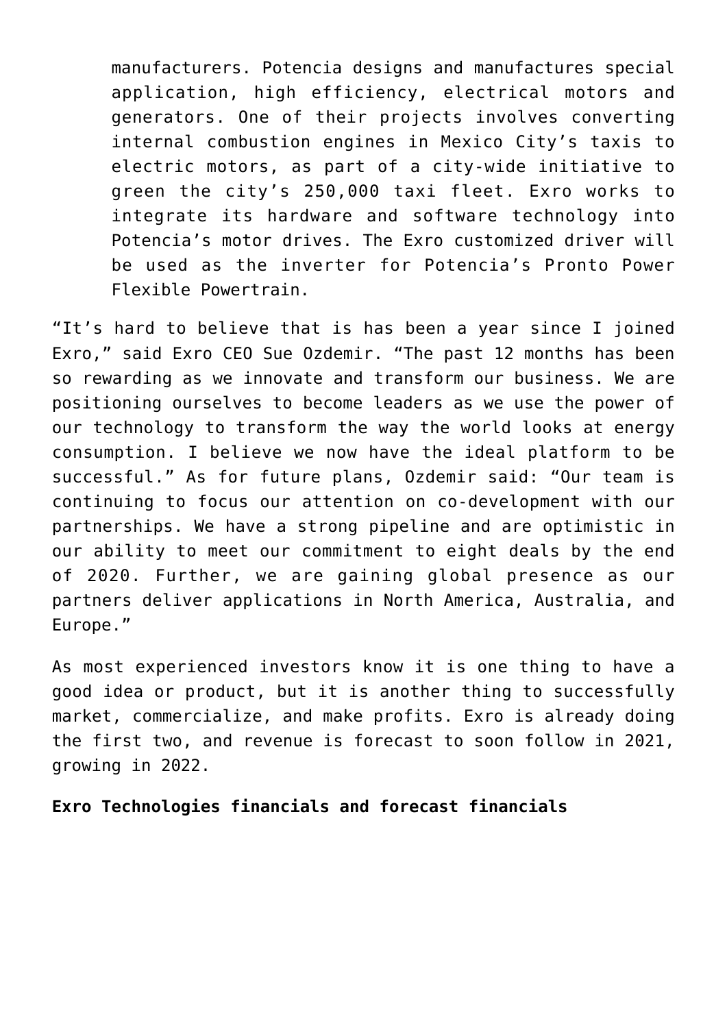manufacturers. Potencia designs and manufactures special application, high efficiency, electrical motors and generators. One of their projects involves converting internal combustion engines in Mexico City's taxis to electric motors, as part of a city-wide initiative to green the city's 250,000 taxi fleet. Exro works to integrate its hardware and software technology into Potencia's motor drives. The Exro customized driver will be used as the inverter for Potencia's Pronto Power Flexible Powertrain.

"It's hard to believe that is has been a year since I joined Exro," said Exro CEO Sue Ozdemir. "The past 12 months has been so rewarding as we innovate and transform our business. We are positioning ourselves to become leaders as we use the power of our technology to transform the way the world looks at energy consumption. I believe we now have the ideal platform to be successful." As for future plans, Ozdemir said: "Our team is continuing to focus our attention on co-development with our partnerships. We have a strong pipeline and are optimistic in our ability to meet our commitment to eight deals by the end of 2020. Further, we are gaining global presence as our partners deliver applications in North America, Australia, and Europe."

As most experienced investors know it is one thing to have a good idea or product, but it is another thing to successfully market, commercialize, and make profits. Exro is already doing the first two, and revenue is forecast to soon follow in 2021, growing in 2022.

**Exro Technologies financials and forecast financials**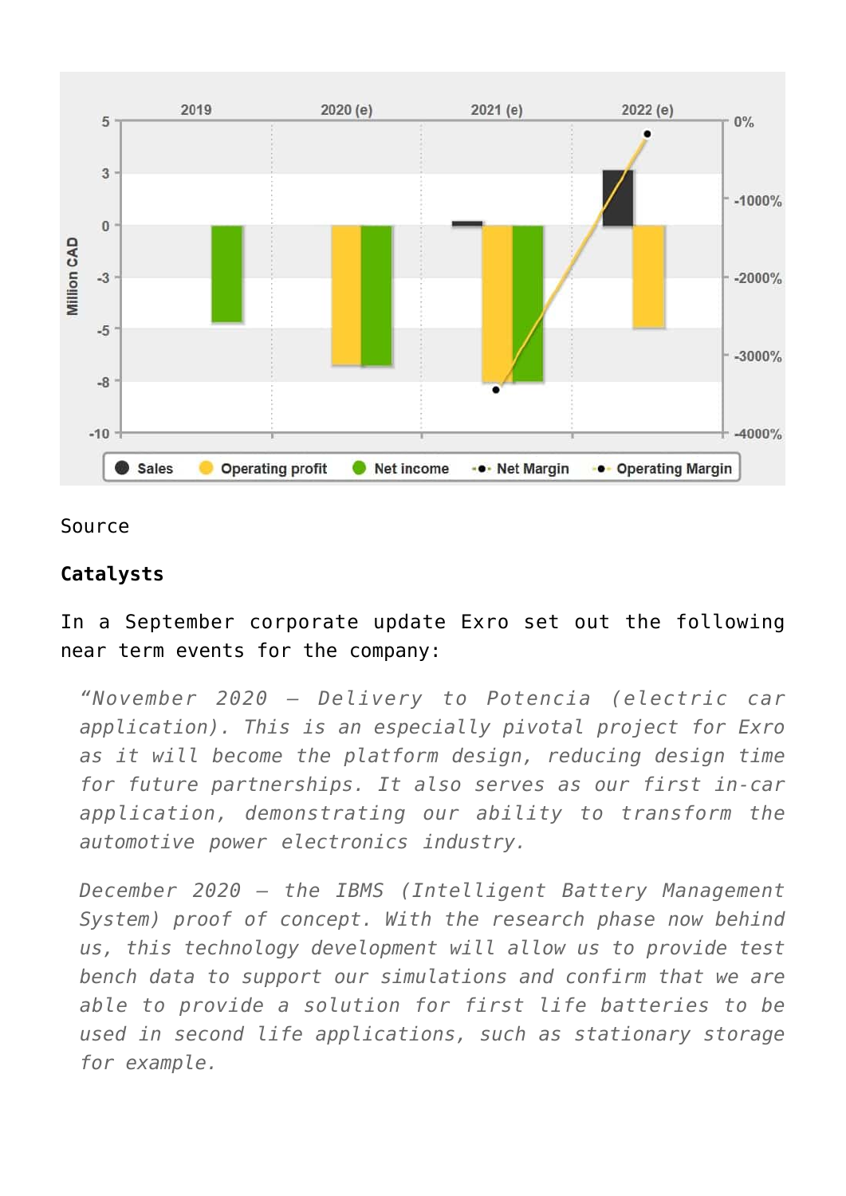Source

**Catalysts**

In a September corporate update Exro set out the following near term events for the company:

> *"November 2020 – Delivery to Potencia (electric car application). This is an especially pivotal project for Exro as it will become the platform design, reducing design time for future partnerships. It also serves as our first in-car application, demonstrating our ability to transform the automotive power electronics industry.*
>
> *December 2020 – the IBMS (Intelligent Battery Management System) proof of concept. With the research phase now behind us, this technology development will allow us to provide test bench data to support our simulations and confirm that we are able to provide a solution for first life batteries to be used in second life applications, such as stationary storage for example.*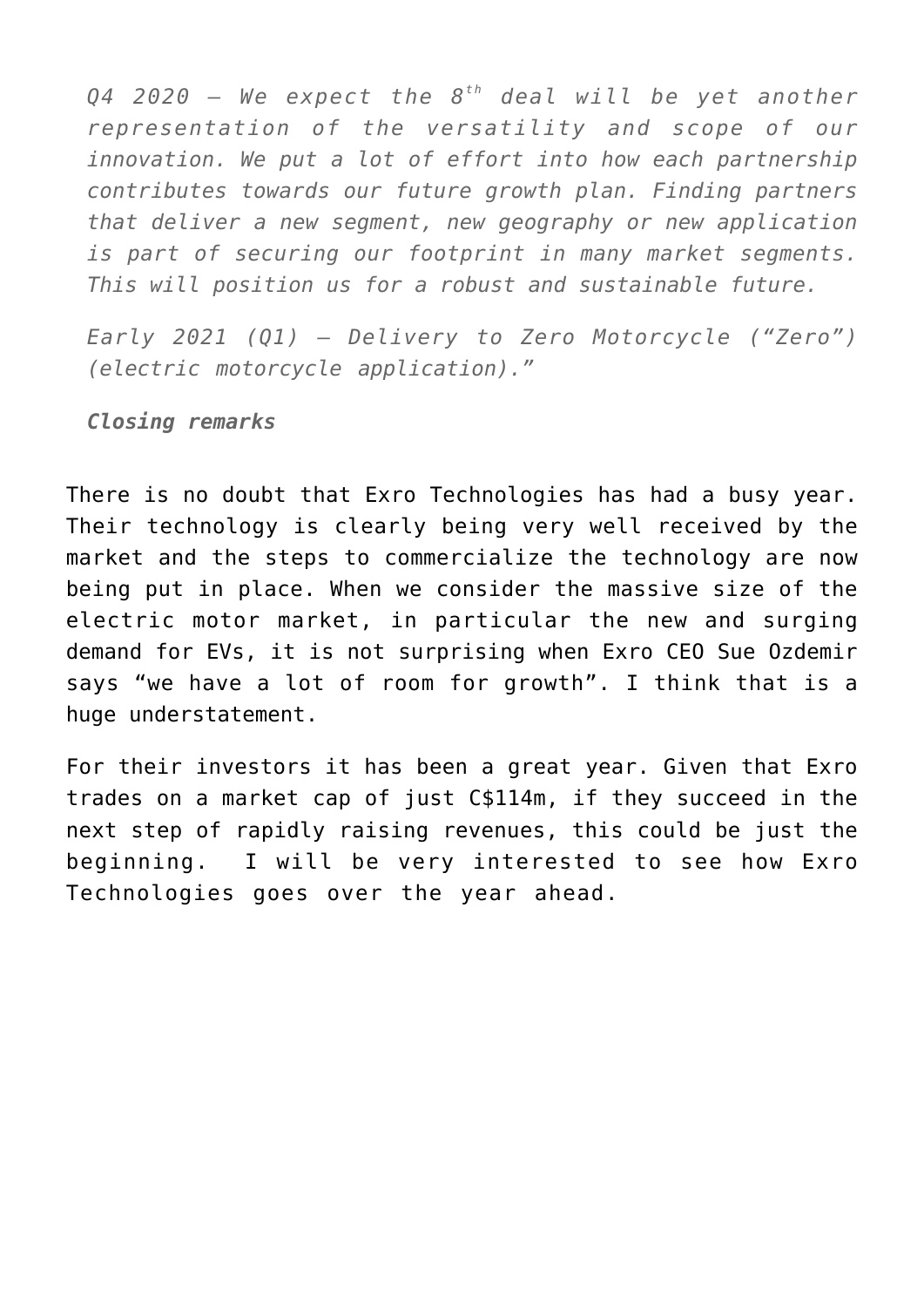*Q4 2020 – We expect the 8th deal will be yet another representation of the versatility and scope of our innovation. We put a lot of effort into how each partnership contributes towards our future growth plan. Finding partners that deliver a new segment, new geography or new application is part of securing our footprint in many market segments. This will position us for a robust and sustainable future.*

*Early 2021 (Q1) – Delivery to Zero Motorcycle ("Zero") (electric motorcycle application)."*

***Closing remarks***

There is no doubt that Exro Technologies has had a busy year. Their technology is clearly being very well received by the market and the steps to commercialize the technology are now being put in place. When we consider the massive size of the electric motor market, in particular the new and surging demand for EVs, it is not surprising when Exro CEO Sue Ozdemir says "we have a lot of room for growth". I think that is a huge understatement.

For their investors it has been a great year. Given that Exro trades on a market cap of just C$114m, if they succeed in the next step of rapidly raising revenues, this could be just the beginning. I will be very interested to see how Exro Technologies goes over the year ahead.